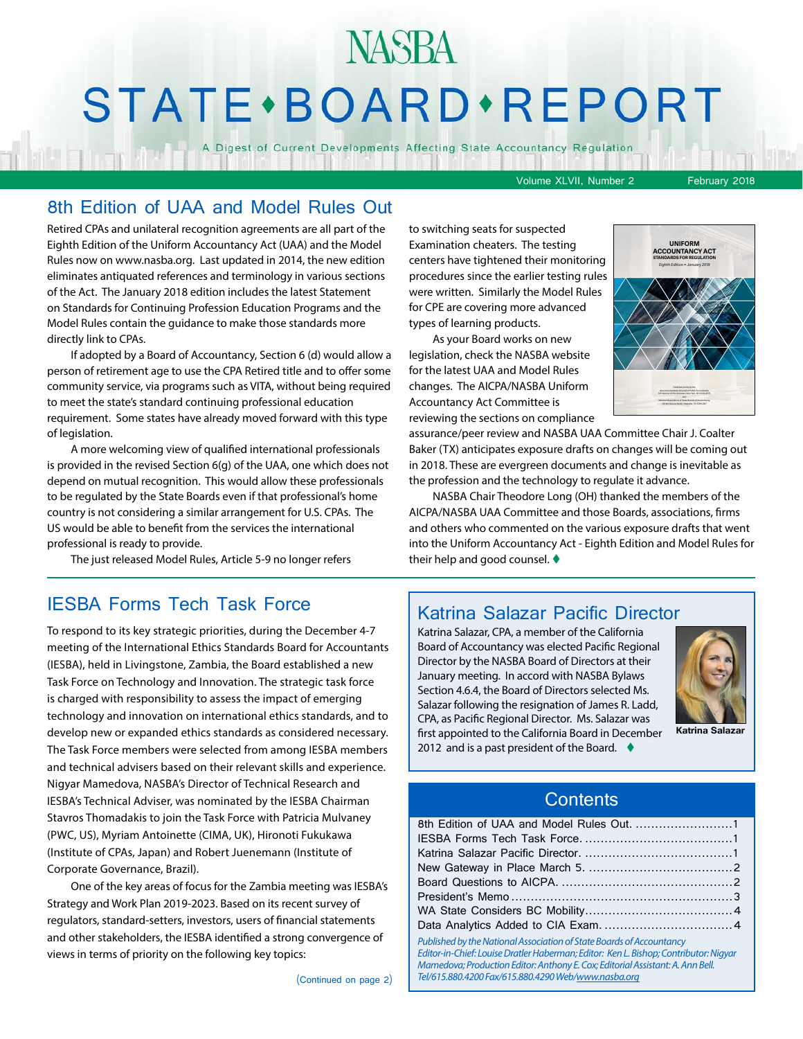# NASBA STATE•BOARD•REPORT

A Digest of Current Developments Affecting State Accountancy Regulation

Volume XLVII, Number 2 February 2018

## 8th Edition of UAA and Model Rules Out

Retired CPAs and unilateral recognition agreements are all part of the Eighth Edition of the Uniform Accountancy Act (UAA) and the Model Rules now on www.nasba.org. Last updated in 2014, the new edition eliminates antiquated references and terminology in various sections of the Act. The January 2018 edition includes the latest Statement on Standards for Continuing Profession Education Programs and the Model Rules contain the guidance to make those standards more directly link to CPAs.

If adopted by a Board of Accountancy, Section 6 (d) would allow a person of retirement age to use the CPA Retired title and to offer some community service, via programs such as VITA, without being required to meet the state's standard continuing professional education requirement. Some states have already moved forward with this type of legislation.

A more welcoming view of qualified international professionals is provided in the revised Section 6(g) of the UAA, one which does not depend on mutual recognition. This would allow these professionals to be regulated by the State Boards even if that professional's home country is not considering a similar arrangement for U.S. CPAs. The US would be able to benefit from the services the international professional is ready to provide.

The just released Model Rules, Article 5-9 no longer refers to switching seats for suspected Examination cheaters. The testing centers have tightened their monitoring procedures since the earlier testing rules were written. Similarly the Model Rules for CPE are covering more advanced types of learning products.

As your Board works on new legislation, check the NASBA website for the latest UAA and Model Rules changes. The AICPA/NASBA Uniform Accountancy Act Committee is reviewing the sections on compliance assurance/peer review and NASBA UAA Committee Chair J. Coalter Baker (TX) anticipates exposure drafts on changes will be coming out in 2018. These are evergreen documents and change is inevitable as the profession and the technology to regulate it advance.

NASBA Chair Theodore Long (OH) thanked the members of the AICPA/NASBA UAA Committee and those Boards, associations, firms and others who commented on the various exposure drafts that went into the Uniform Accountancy Act - Eighth Edition and Model Rules for their help and good counsel. ♦

## IESBA Forms Tech Task Force

To respond to its key strategic priorities, during the December 4-7 meeting of the International Ethics Standards Board for Accountants (IESBA), held in Livingstone, Zambia, the Board established a new Task Force on Technology and Innovation. The strategic task force is charged with responsibility to assess the impact of emerging technology and innovation on international ethics standards, and to develop new or expanded ethics standards as considered necessary. The Task Force members were selected from among IESBA members and technical advisers based on their relevant skills and experience. Nigyar Mamedova, NASBA's Director of Technical Research and IESBA's Technical Adviser, was nominated by the IESBA Chairman Stavros Thomadakis to join the Task Force with Patricia Mulvaney (PWC, US), Myriam Antoinette (CIMA, UK), Hironoti Fukukawa (Institute of CPAs, Japan) and Robert Juenemann (Institute of Corporate Governance, Brazil).

One of the key areas of focus for the Zambia meeting was IESBA's Strategy and Work Plan 2019-2023. Based on its recent survey of regulators, standard-setters, investors, users of financial statements and other stakeholders, the IESBA identified a strong convergence of views in terms of priority on the following key topics:

(Continued on page 2)

## Katrina Salazar Pacific Director

Katrina Salazar, CPA, a member of the California Board of Accountancy was elected Pacific Regional Director by the NASBA Board of Directors at their January meeting. In accord with NASBA Bylaws Section 4.6.4, the Board of Directors selected Ms. Salazar following the resignation of James R. Ladd, CPA, as Pacific Regional Director. Ms. Salazar was first appointed to the California Board in December 2012 and is a past president of the Board. ♦

Katrina Salazar

## Contents

- 8th Edition of UAA and Model Rules Out .......................... 1
- IESBA Forms Tech Task Force ....................................... 1
- Katrina Salazar Pacific Director ...................................... 1
- New Gateway in Place March 5 ...................................... 2
- Board Questions to AICPA ............................................ 2
- President's Memo ......................................................... 3
- WA State Considers BC Mobility ..................................... 4
- Data Analytics Added to CIA Exam .................................. 4

*Published by the National Association of State Boards of Accountancy*
*Editor-in-Chief: Louise Dratler Haberman; Editor: Ken L. Bishop; Contributor: Nigyar Mamedova; Production Editor: Anthony E. Cox; Editorial Assistant: A. Ann Bell.*
*Tel/615.880.4200 Fax/615.880.4290 Web/www.nasba.org*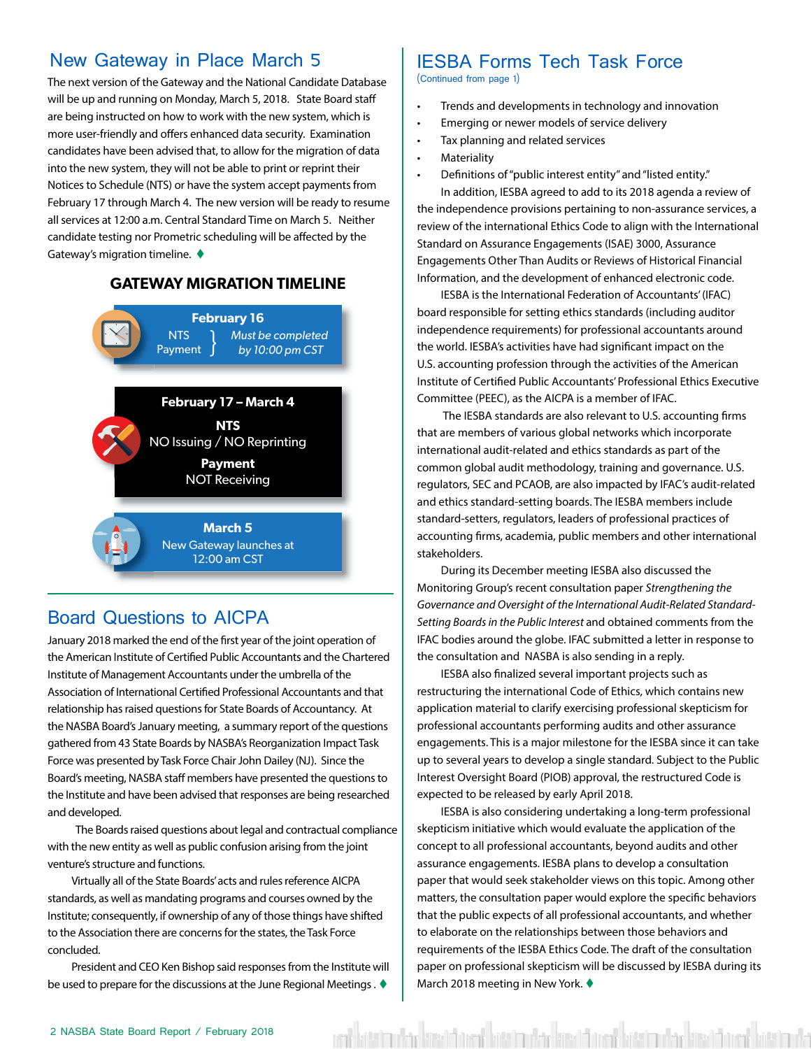## New Gateway in Place March 5

The next version of the Gateway and the National Candidate Database will be up and running on Monday, March 5, 2018. State Board staff are being instructed on how to work with the new system, which is more user-friendly and offers enhanced data security. Examination candidates have been advised that, to allow for the migration of data into the new system, they will not be able to print or reprint their Notices to Schedule (NTS) or have the system accept payments from February 17 through March 4. The new version will be ready to resume all services at 12:00 a.m. Central Standard Time on March 5. Neither candidate testing nor Prometric scheduling will be affected by the Gateway's migration timeline. ♦

### GATEWAY MIGRATION TIMELINE

**February 16**
NTS Payment } *Must be completed by 10:00 pm CST*

**February 17 – March 4**
**NTS**
NO Issuing / NO Reprinting
**Payment**
NOT Receiving

**March 5**
New Gateway launches at 12:00 am CST

## Board Questions to AICPA

January 2018 marked the end of the first year of the joint operation of the American Institute of Certified Public Accountants and the Chartered Institute of Management Accountants under the umbrella of the Association of International Certified Professional Accountants and that relationship has raised questions for State Boards of Accountancy. At the NASBA Board's January meeting, a summary report of the questions gathered from 43 State Boards by NASBA's Reorganization Impact Task Force was presented by Task Force Chair John Dailey (NJ). Since the Board's meeting, NASBA staff members have presented the questions to the Institute and have been advised that responses are being researched and developed.

The Boards raised questions about legal and contractual compliance with the new entity as well as public confusion arising from the joint venture's structure and functions.

Virtually all of the State Boards' acts and rules reference AICPA standards, as well as mandating programs and courses owned by the Institute; consequently, if ownership of any of those things have shifted to the Association there are concerns for the states, the Task Force concluded.

President and CEO Ken Bishop said responses from the Institute will be used to prepare for the discussions at the June Regional Meetings. ♦

## IESBA Forms Tech Task Force

(Continued from page 1)

- Trends and developments in technology and innovation
- Emerging or newer models of service delivery
- Tax planning and related services
- Materiality
- Definitions of "public interest entity" and "listed entity."

In addition, IESBA agreed to add to its 2018 agenda a review of the independence provisions pertaining to non-assurance services, a review of the international Ethics Code to align with the International Standard on Assurance Engagements (ISAE) 3000, Assurance Engagements Other Than Audits or Reviews of Historical Financial Information, and the development of enhanced electronic code.

IESBA is the International Federation of Accountants' (IFAC) board responsible for setting ethics standards (including auditor independence requirements) for professional accountants around the world. IESBA's activities have had significant impact on the U.S. accounting profession through the activities of the American Institute of Certified Public Accountants' Professional Ethics Executive Committee (PEEC), as the AICPA is a member of IFAC.

The IESBA standards are also relevant to U.S. accounting firms that are members of various global networks which incorporate international audit-related and ethics standards as part of the common global audit methodology, training and governance. U.S. regulators, SEC and PCAOB, are also impacted by IFAC's audit-related and ethics standard-setting boards. The IESBA members include standard-setters, regulators, leaders of professional practices of accounting firms, academia, public members and other international stakeholders.

During its December meeting IESBA also discussed the Monitoring Group's recent consultation paper *Strengthening the Governance and Oversight of the International Audit-Related Standard-Setting Boards in the Public Interest* and obtained comments from the IFAC bodies around the globe. IFAC submitted a letter in response to the consultation and NASBA is also sending in a reply.

IESBA also finalized several important projects such as restructuring the international Code of Ethics, which contains new application material to clarify exercising professional skepticism for professional accountants performing audits and other assurance engagements. This is a major milestone for the IESBA since it can take up to several years to develop a single standard. Subject to the Public Interest Oversight Board (PIOB) approval, the restructured Code is expected to be released by early April 2018.

IESBA is also considering undertaking a long-term professional skepticism initiative which would evaluate the application of the concept to all professional accountants, beyond audits and other assurance engagements. IESBA plans to develop a consultation paper that would seek stakeholder views on this topic. Among other matters, the consultation paper would explore the specific behaviors that the public expects of all professional accountants, and whether to elaborate on the relationships between those behaviors and requirements of the IESBA Ethics Code. The draft of the consultation paper on professional skepticism will be discussed by IESBA during its March 2018 meeting in New York. ♦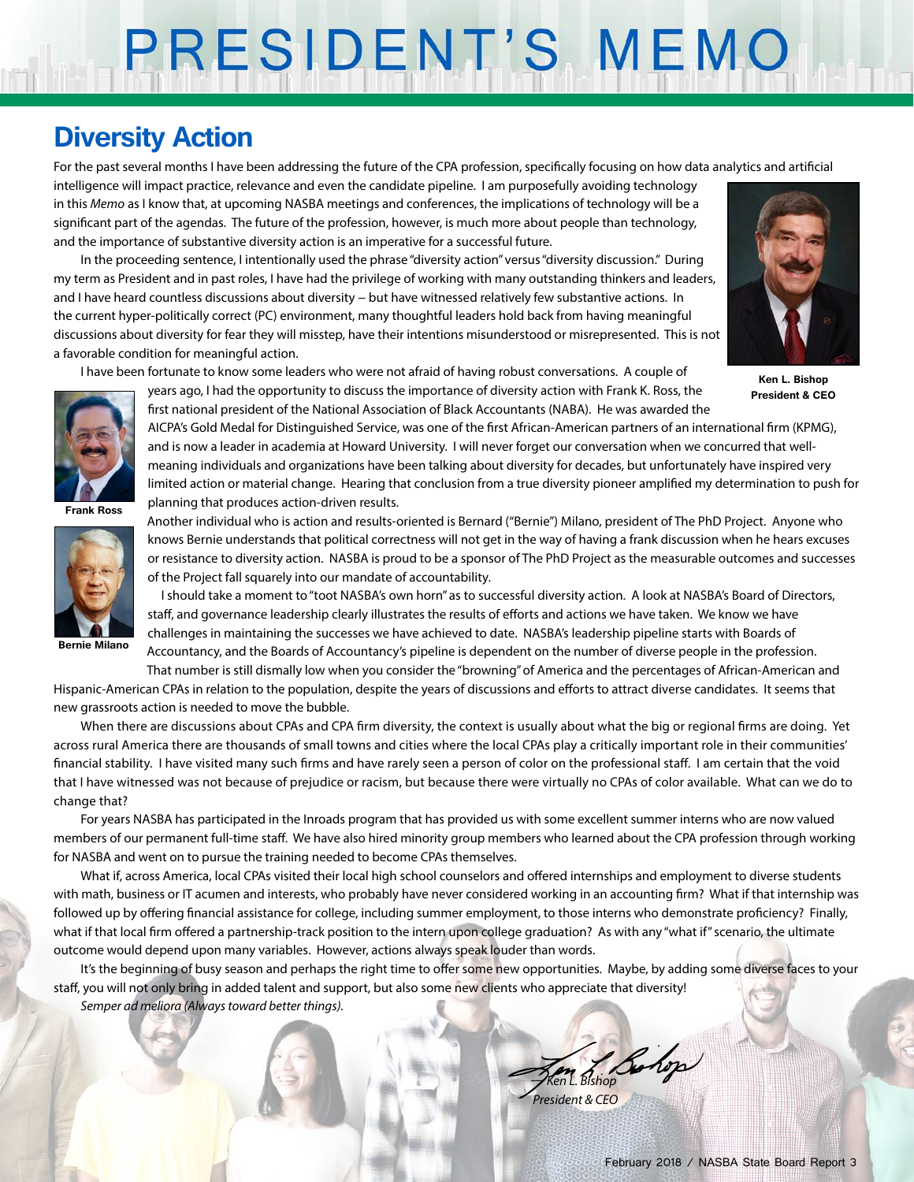# PRESIDENT'S MEMO

## Diversity Action

For the past several months I have been addressing the future of the CPA profession, specifically focusing on how data analytics and artificial intelligence will impact practice, relevance and even the candidate pipeline. I am purposefully avoiding technology in this *Memo* as I know that, at upcoming NASBA meetings and conferences, the implications of technology will be a significant part of the agendas. The future of the profession, however, is much more about people than technology, and the importance of substantive diversity action is an imperative for a successful future.

In the proceeding sentence, I intentionally used the phrase "diversity action" versus "diversity discussion." During my term as President and in past roles, I have had the privilege of working with many outstanding thinkers and leaders, and I have heard countless discussions about diversity – but have witnessed relatively few substantive actions. In the current hyper-politically correct (PC) environment, many thoughtful leaders hold back from having meaningful discussions about diversity for fear they will misstep, have their intentions misunderstood or misrepresented. This is not a favorable condition for meaningful action.

**Ken L. Bishop**
**President & CEO**

I have been fortunate to know some leaders who were not afraid of having robust conversations. A couple of years ago, I had the opportunity to discuss the importance of diversity action with Frank K. Ross, the first national president of the National Association of Black Accountants (NABA). He was awarded the AICPA's Gold Medal for Distinguished Service, was one of the first African-American partners of an international firm (KPMG), and is now a leader in academia at Howard University. I will never forget our conversation when we concurred that well-meaning individuals and organizations have been talking about diversity for decades, but unfortunately have inspired very limited action or material change. Hearing that conclusion from a true diversity pioneer amplified my determination to push for planning that produces action-driven results.

**Frank Ross**

Another individual who is action and results-oriented is Bernard ("Bernie") Milano, president of The PhD Project. Anyone who knows Bernie understands that political correctness will not get in the way of having a frank discussion when he hears excuses or resistance to diversity action. NASBA is proud to be a sponsor of The PhD Project as the measurable outcomes and successes of the Project fall squarely into our mandate of accountability.

**Bernie Milano**

I should take a moment to "toot NASBA's own horn" as to successful diversity action. A look at NASBA's Board of Directors, staff, and governance leadership clearly illustrates the results of efforts and actions we have taken. We know we have challenges in maintaining the successes we have achieved to date. NASBA's leadership pipeline starts with Boards of Accountancy, and the Boards of Accountancy's pipeline is dependent on the number of diverse people in the profession. That number is still dismally low when you consider the "browning" of America and the percentages of African-American and Hispanic-American CPAs in relation to the population, despite the years of discussions and efforts to attract diverse candidates. It seems that new grassroots action is needed to move the bubble.

When there are discussions about CPAs and CPA firm diversity, the context is usually about what the big or regional firms are doing. Yet across rural America there are thousands of small towns and cities where the local CPAs play a critically important role in their communities' financial stability. I have visited many such firms and have rarely seen a person of color on the professional staff. I am certain that the void that I have witnessed was not because of prejudice or racism, but because there were virtually no CPAs of color available. What can we do to change that?

For years NASBA has participated in the Inroads program that has provided us with some excellent summer interns who are now valued members of our permanent full-time staff. We have also hired minority group members who learned about the CPA profession through working for NASBA and went on to pursue the training needed to become CPAs themselves.

What if, across America, local CPAs visited their local high school counselors and offered internships and employment to diverse students with math, business or IT acumen and interests, who probably have never considered working in an accounting firm? What if that internship was followed up by offering financial assistance for college, including summer employment, to those interns who demonstrate proficiency? Finally, what if that local firm offered a partnership-track position to the intern upon college graduation? As with any "what if" scenario, the ultimate outcome would depend upon many variables. However, actions always speak louder than words.

It's the beginning of busy season and perhaps the right time to offer some new opportunities. Maybe, by adding some diverse faces to your staff, you will not only bring in added talent and support, but also some new clients who appreciate that diversity!

*Semper ad meliora (Always toward better things).*

*Ken L. Bishop*
*President & CEO*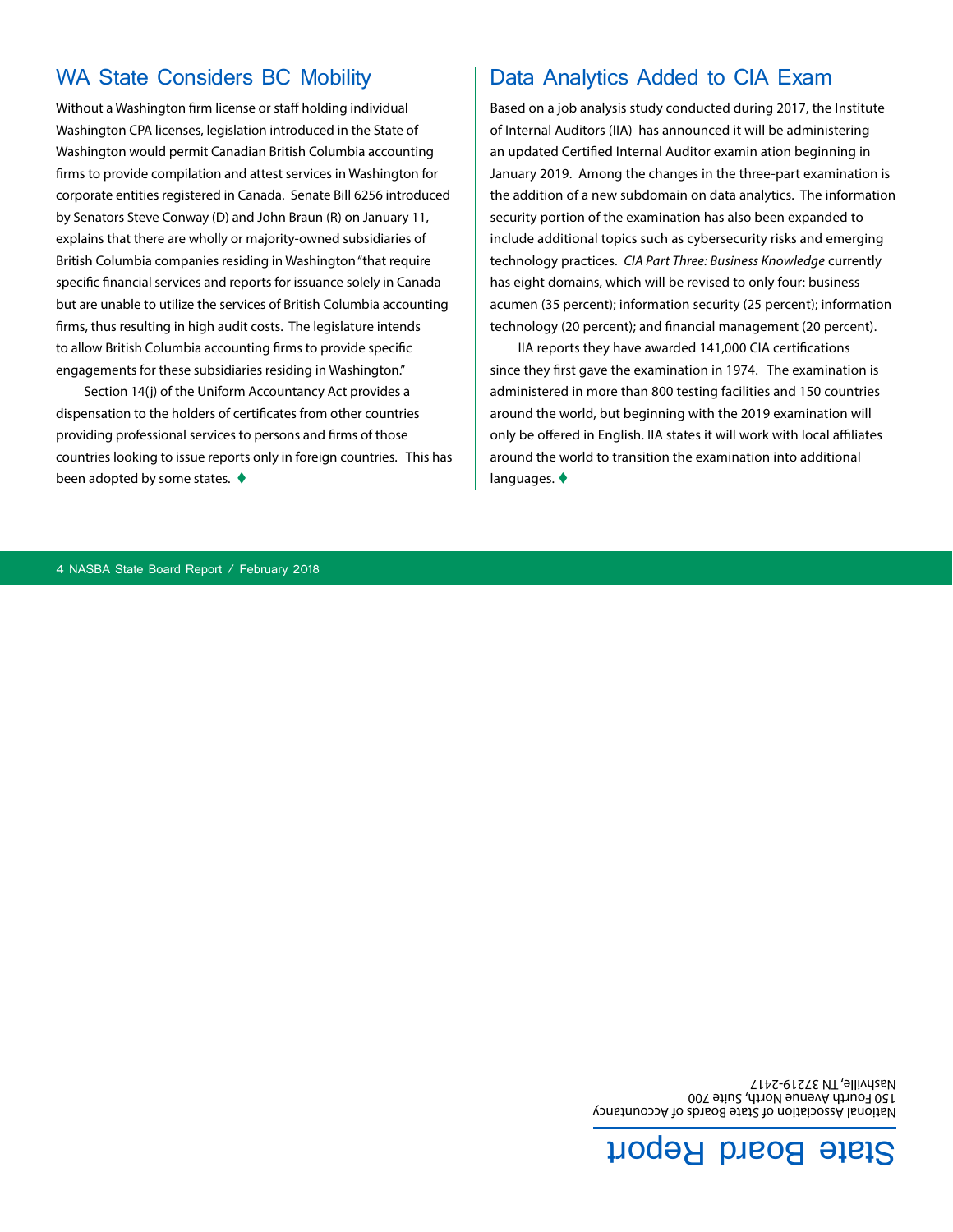## WA State Considers BC Mobility

Without a Washington firm license or staff holding individual Washington CPA licenses, legislation introduced in the State of Washington would permit Canadian British Columbia accounting firms to provide compilation and attest services in Washington for corporate entities registered in Canada. Senate Bill 6256 introduced by Senators Steve Conway (D) and John Braun (R) on January 11, explains that there are wholly or majority-owned subsidiaries of British Columbia companies residing in Washington "that require specific financial services and reports for issuance solely in Canada but are unable to utilize the services of British Columbia accounting firms, thus resulting in high audit costs. The legislature intends to allow British Columbia accounting firms to provide specific engagements for these subsidiaries residing in Washington."

Section 14(j) of the Uniform Accountancy Act provides a dispensation to the holders of certificates from other countries providing professional services to persons and firms of those countries looking to issue reports only in foreign countries. This has been adopted by some states. ♦

## Data Analytics Added to CIA Exam

Based on a job analysis study conducted during 2017, the Institute of Internal Auditors (IIA) has announced it will be administering an updated Certified Internal Auditor examin ation beginning in January 2019. Among the changes in the three-part examination is the addition of a new subdomain on data analytics. The information security portion of the examination has also been expanded to include additional topics such as cybersecurity risks and emerging technology practices. *CIA Part Three: Business Knowledge* currently has eight domains, which will be revised to only four: business acumen (35 percent); information security (25 percent); information technology (20 percent); and financial management (20 percent).

IIA reports they have awarded 141,000 CIA certifications since they first gave the examination in 1974. The examination is administered in more than 800 testing facilities and 150 countries around the world, but beginning with the 2019 examination will only be offered in English. IIA states it will work with local affiliates around the world to transition the examination into additional languages. ♦

State Board Report

National Association of State Boards of Accountancy
150 Fourth Avenue North, Suite 700
Nashville, TN 37219-2417